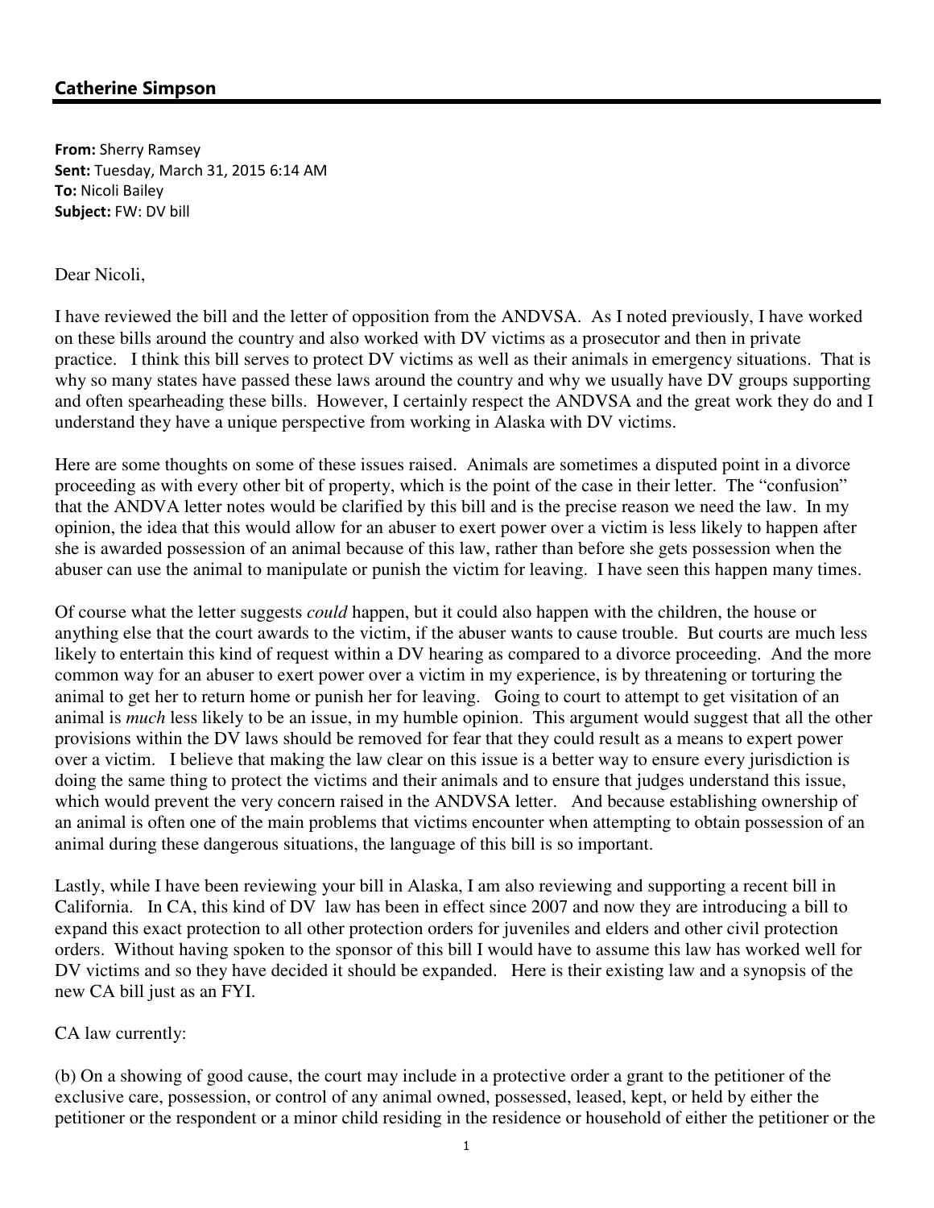## Catherine Simpson

**From:** Sherry Ramsey
**Sent:** Tuesday, March 31, 2015 6:14 AM
**To:** Nicoli Bailey
**Subject:** FW: DV bill

Dear Nicoli,

I have reviewed the bill and the letter of opposition from the ANDVSA. As I noted previously, I have worked on these bills around the country and also worked with DV victims as a prosecutor and then in private practice. I think this bill serves to protect DV victims as well as their animals in emergency situations. That is why so many states have passed these laws around the country and why we usually have DV groups supporting and often spearheading these bills. However, I certainly respect the ANDVSA and the great work they do and I understand they have a unique perspective from working in Alaska with DV victims.

Here are some thoughts on some of these issues raised. Animals are sometimes a disputed point in a divorce proceeding as with every other bit of property, which is the point of the case in their letter. The "confusion" that the ANDVA letter notes would be clarified by this bill and is the precise reason we need the law. In my opinion, the idea that this would allow for an abuser to exert power over a victim is less likely to happen after she is awarded possession of an animal because of this law, rather than before she gets possession when the abuser can use the animal to manipulate or punish the victim for leaving. I have seen this happen many times.

Of course what the letter suggests *could* happen, but it could also happen with the children, the house or anything else that the court awards to the victim, if the abuser wants to cause trouble. But courts are much less likely to entertain this kind of request within a DV hearing as compared to a divorce proceeding. And the more common way for an abuser to exert power over a victim in my experience, is by threatening or torturing the animal to get her to return home or punish her for leaving. Going to court to attempt to get visitation of an animal is *much* less likely to be an issue, in my humble opinion. This argument would suggest that all the other provisions within the DV laws should be removed for fear that they could result as a means to expert power over a victim. I believe that making the law clear on this issue is a better way to ensure every jurisdiction is doing the same thing to protect the victims and their animals and to ensure that judges understand this issue, which would prevent the very concern raised in the ANDVSA letter. And because establishing ownership of an animal is often one of the main problems that victims encounter when attempting to obtain possession of an animal during these dangerous situations, the language of this bill is so important.

Lastly, while I have been reviewing your bill in Alaska, I am also reviewing and supporting a recent bill in California. In CA, this kind of DV law has been in effect since 2007 and now they are introducing a bill to expand this exact protection to all other protection orders for juveniles and elders and other civil protection orders. Without having spoken to the sponsor of this bill I would have to assume this law has worked well for DV victims and so they have decided it should be expanded. Here is their existing law and a synopsis of the new CA bill just as an FYI.

CA law currently:

(b) On a showing of good cause, the court may include in a protective order a grant to the petitioner of the exclusive care, possession, or control of any animal owned, possessed, leased, kept, or held by either the petitioner or the respondent or a minor child residing in the residence or household of either the petitioner or the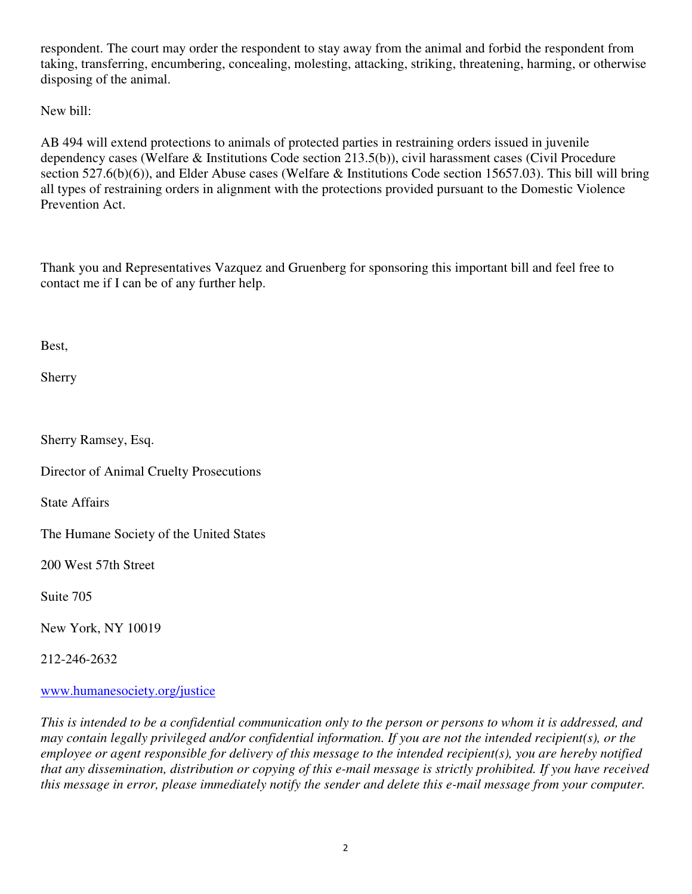respondent. The court may order the respondent to stay away from the animal and forbid the respondent from taking, transferring, encumbering, concealing, molesting, attacking, striking, threatening, harming, or otherwise disposing of the animal.

New bill:

AB 494 will extend protections to animals of protected parties in restraining orders issued in juvenile dependency cases (Welfare & Institutions Code section 213.5(b)), civil harassment cases (Civil Procedure section 527.6(b)(6)), and Elder Abuse cases (Welfare & Institutions Code section 15657.03). This bill will bring all types of restraining orders in alignment with the protections provided pursuant to the Domestic Violence Prevention Act.

Thank you and Representatives Vazquez and Gruenberg for sponsoring this important bill and feel free to contact me if I can be of any further help.

Best,

Sherry

Sherry Ramsey, Esq.

Director of Animal Cruelty Prosecutions

State Affairs

The Humane Society of the United States

200 West 57th Street

Suite 705

New York, NY 10019

212-246-2632

[www.humanesociety.org/justice](http://www.humanesociety.org/justice)

*This is intended to be a confidential communication only to the person or persons to whom it is addressed, and may contain legally privileged and/or confidential information. If you are not the intended recipient(s), or the employee or agent responsible for delivery of this message to the intended recipient(s), you are hereby notified that any dissemination, distribution or copying of this e-mail message is strictly prohibited. If you have received this message in error, please immediately notify the sender and delete this e-mail message from your computer.*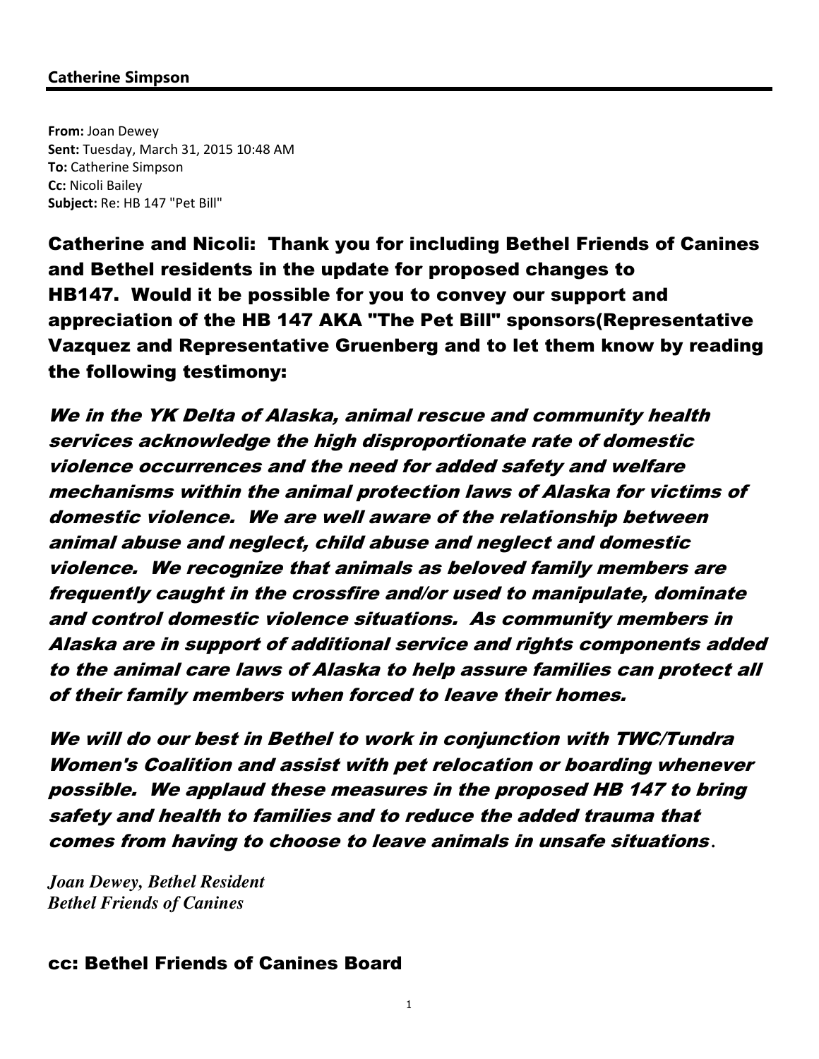**Catherine Simpson**

---

**From:** Joan Dewey
**Sent:** Tuesday, March 31, 2015 10:48 AM
**To:** Catherine Simpson
**Cc:** Nicoli Bailey
**Subject:** Re: HB 147 "Pet Bill"

**Catherine and Nicoli: Thank you for including Bethel Friends of Canines and Bethel residents in the update for proposed changes to HB147. Would it be possible for you to convey our support and appreciation of the HB 147 AKA "The Pet Bill" sponsors(Representative Vazquez and Representative Gruenberg and to let them know by reading the following testimony:**

***We in the YK Delta of Alaska, animal rescue and community health services acknowledge the high disproportionate rate of domestic violence occurrences and the need for added safety and welfare mechanisms within the animal protection laws of Alaska for victims of domestic violence. We are well aware of the relationship between animal abuse and neglect, child abuse and neglect and domestic violence. We recognize that animals as beloved family members are frequently caught in the crossfire and/or used to manipulate, dominate and control domestic violence situations. As community members in Alaska are in support of additional service and rights components added to the animal care laws of Alaska to help assure families can protect all of their family members when forced to leave their homes.***

***We will do our best in Bethel to work in conjunction with TWC/Tundra Women's Coalition and assist with pet relocation or boarding whenever possible. We applaud these measures in the proposed HB 147 to bring safety and health to families and to reduce the added trauma that comes from having to choose to leave animals in unsafe situations.***

***Joan Dewey, Bethel Resident***
***Bethel Friends of Canines***

**cc: Bethel Friends of Canines Board**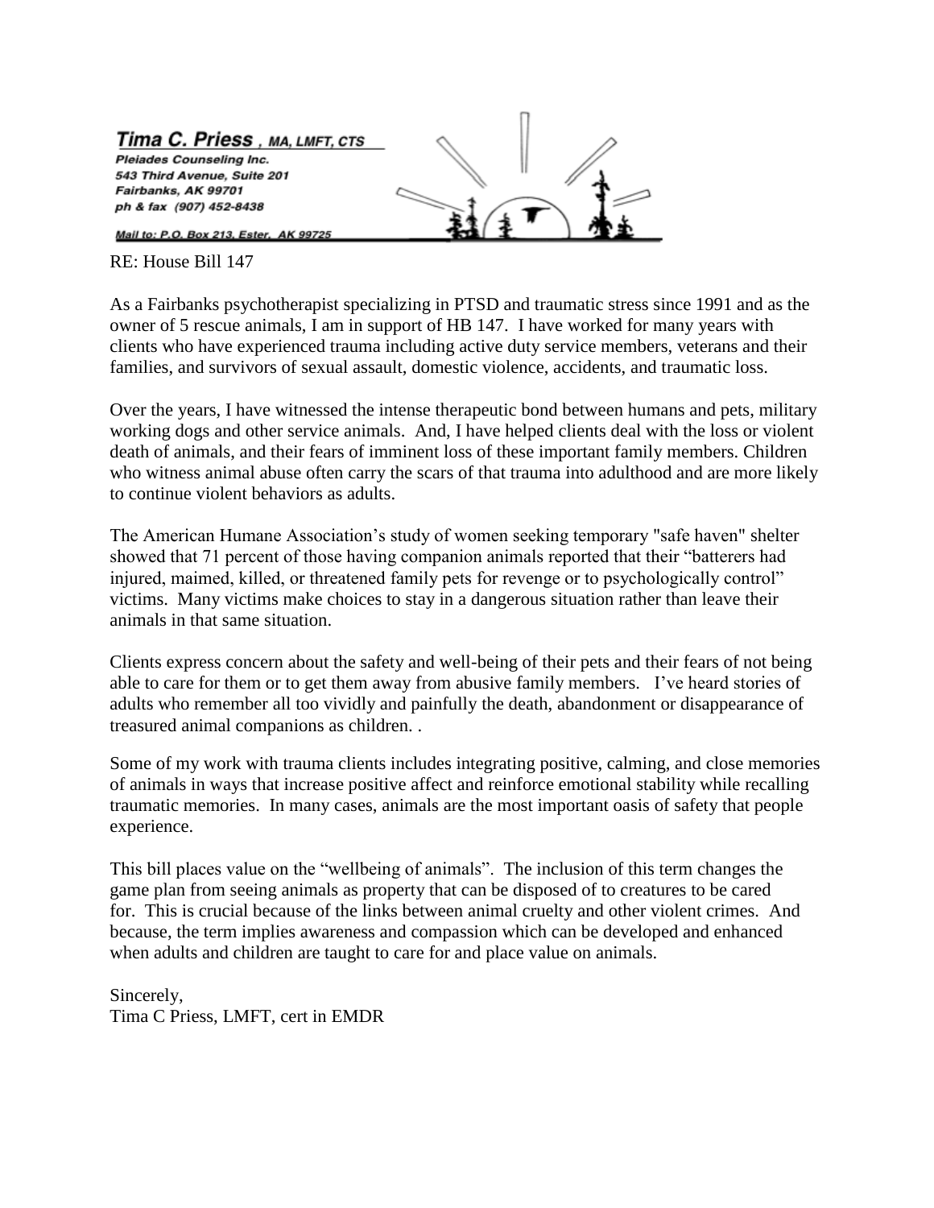**Tima C. Priess**, *MA, LMFT, CTS*
*Pleiades Counseling Inc.*
*543 Third Avenue, Suite 201*
*Fairbanks, AK 99701*
*ph & fax (907) 452-8438*
*Mail to: P.O. Box 213, Ester, AK 99725*

RE: House Bill 147

As a Fairbanks psychotherapist specializing in PTSD and traumatic stress since 1991 and as the owner of 5 rescue animals, I am in support of HB 147. I have worked for many years with clients who have experienced trauma including active duty service members, veterans and their families, and survivors of sexual assault, domestic violence, accidents, and traumatic loss.

Over the years, I have witnessed the intense therapeutic bond between humans and pets, military working dogs and other service animals. And, I have helped clients deal with the loss or violent death of animals, and their fears of imminent loss of these important family members. Children who witness animal abuse often carry the scars of that trauma into adulthood and are more likely to continue violent behaviors as adults.

The American Humane Association's study of women seeking temporary "safe haven" shelter showed that 71 percent of those having companion animals reported that their "batterers had injured, maimed, killed, or threatened family pets for revenge or to psychologically control" victims. Many victims make choices to stay in a dangerous situation rather than leave their animals in that same situation.

Clients express concern about the safety and well-being of their pets and their fears of not being able to care for them or to get them away from abusive family members. I've heard stories of adults who remember all too vividly and painfully the death, abandonment or disappearance of treasured animal companions as children. .

Some of my work with trauma clients includes integrating positive, calming, and close memories of animals in ways that increase positive affect and reinforce emotional stability while recalling traumatic memories. In many cases, animals are the most important oasis of safety that people experience.

This bill places value on the "wellbeing of animals". The inclusion of this term changes the game plan from seeing animals as property that can be disposed of to creatures to be cared for. This is crucial because of the links between animal cruelty and other violent crimes. And because, the term implies awareness and compassion which can be developed and enhanced when adults and children are taught to care for and place value on animals.

Sincerely,
Tima C Priess, LMFT, cert in EMDR